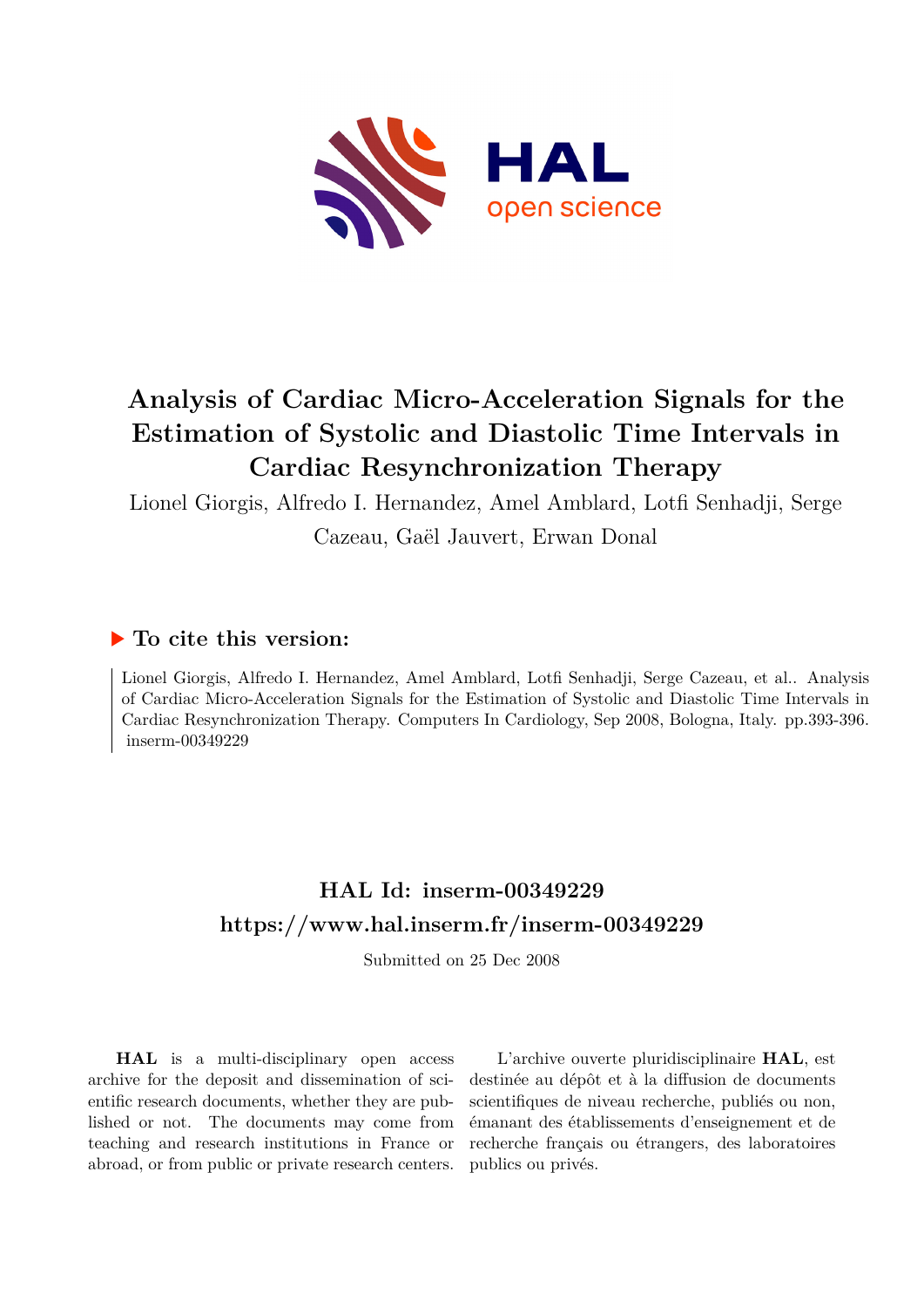# Analysis of Cardiac Micro-Acceleration Signals for the Estimation of Systolic and Diastolic Time Intervals in Cardiac Resynchronization Therapy

Lionel Giorgis, Alfredo I. Hernandez, Amel Amblard, Lotfi Senhadji, Serge Cazeau, Gaël Jauvert, Erwan Donal

## To cite this version:

Lionel Giorgis, Alfredo I. Hernandez, Amel Amblard, Lotfi Senhadji, Serge Cazeau, et al.. Analysis of Cardiac Micro-Acceleration Signals for the Estimation of Systolic and Diastolic Time Intervals in Cardiac Resynchronization Therapy. Computers In Cardiology, Sep 2008, Bologna, Italy. pp.393-396. inserm-00349229

## HAL Id: inserm-00349229

## https://www.hal.inserm.fr/inserm-00349229

Submitted on 25 Dec 2008

**HAL** is a multi-disciplinary open access archive for the deposit and dissemination of scientific research documents, whether they are published or not. The documents may come from teaching and research institutions in France or abroad, or from public or private research centers.

L'archive ouverte pluridisciplinaire **HAL**, est destinée au dépôt et à la diffusion de documents scientifiques de niveau recherche, publiés ou non, émanant des établissements d'enseignement et de recherche français ou étrangers, des laboratoires publics ou privés.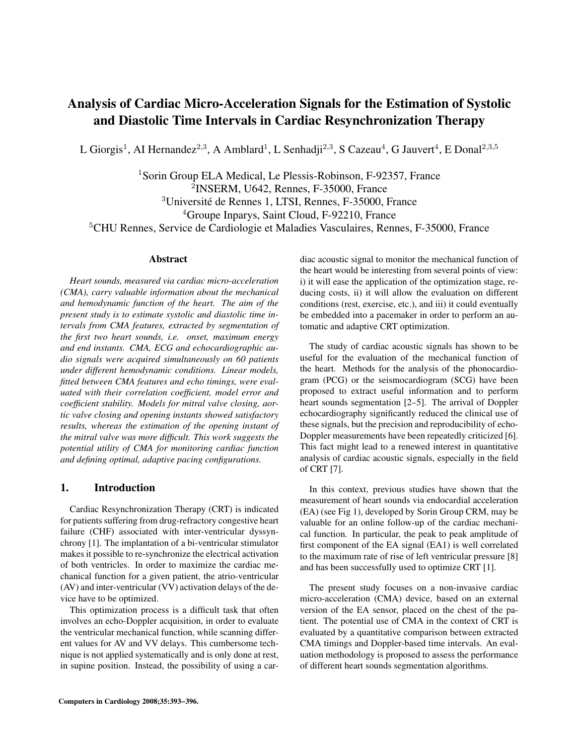# Analysis of Cardiac Micro-Acceleration Signals for the Estimation of Systolic and Diastolic Time Intervals in Cardiac Resynchronization Therapy

L Giorgis[1], AI Hernandez[2,3], A Amblard[1], L Senhadji[2,3], S Cazeau[4], G Jauvert[4], E Donal[2,3,5]

[1]Sorin Group ELA Medical, Le Plessis-Robinson, F-92357, France
[2]INSERM, U642, Rennes, F-35000, France
[3]Université de Rennes 1, LTSI, Rennes, F-35000, France
[4]Groupe Inparys, Saint Cloud, F-92210, France
[5]CHU Rennes, Service de Cardiologie et Maladies Vasculaires, Rennes, F-35000, France

## Abstract

*Heart sounds, measured via cardiac micro-acceleration (CMA), carry valuable information about the mechanical and hemodynamic function of the heart. The aim of the present study is to estimate systolic and diastolic time intervals from CMA features, extracted by segmentation of the first two heart sounds, i.e. onset, maximum energy and end instants. CMA, ECG and echocardiographic audio signals were acquired simultaneously on 60 patients under different hemodynamic conditions. Linear models, fitted between CMA features and echo timings, were evaluated with their correlation coefficient, model error and coefficient stability. Models for mitral valve closing, aortic valve closing and opening instants showed satisfactory results, whereas the estimation of the opening instant of the mitral valve was more difficult. This work suggests the potential utility of CMA for monitoring cardiac function and defining optimal, adaptive pacing configurations.*

## 1. Introduction

Cardiac Resynchronization Therapy (CRT) is indicated for patients suffering from drug-refractory congestive heart failure (CHF) associated with inter-ventricular dyssynchrony [1]. The implantation of a bi-ventricular stimulator makes it possible to re-synchronize the electrical activation of both ventricles. In order to maximize the cardiac mechanical function for a given patient, the atrio-ventricular (AV) and inter-ventricular (VV) activation delays of the device have to be optimized.

This optimization process is a difficult task that often involves an echo-Doppler acquisition, in order to evaluate the ventricular mechanical function, while scanning different values for AV and VV delays. This cumbersome technique is not applied systematically and is only done at rest, in supine position. Instead, the possibility of using a cardiac acoustic signal to monitor the mechanical function of the heart would be interesting from several points of view: i) it will ease the application of the optimization stage, reducing costs, ii) it will allow the evaluation on different conditions (rest, exercise, etc.), and iii) it could eventually be embedded into a pacemaker in order to perform an automatic and adaptive CRT optimization.

The study of cardiac acoustic signals has shown to be useful for the evaluation of the mechanical function of the heart. Methods for the analysis of the phonocardiogram (PCG) or the seismocardiogram (SCG) have been proposed to extract useful information and to perform heart sounds segmentation [2–5]. The arrival of Doppler echocardiography significantly reduced the clinical use of these signals, but the precision and reproducibility of echo-Doppler measurements have been repeatedly criticized [6]. This fact might lead to a renewed interest in quantitative analysis of cardiac acoustic signals, especially in the field of CRT [7].

In this context, previous studies have shown that the measurement of heart sounds via endocardial acceleration (EA) (see Fig 1), developed by Sorin Group CRM, may be valuable for an online follow-up of the cardiac mechanical function. In particular, the peak to peak amplitude of first component of the EA signal (EA1) is well correlated to the maximum rate of rise of left ventricular pressure [8] and has been successfully used to optimize CRT [1].

The present study focuses on a non-invasive cardiac micro-acceleration (CMA) device, based on an external version of the EA sensor, placed on the chest of the patient. The potential use of CMA in the context of CRT is evaluated by a quantitative comparison between extracted CMA timings and Doppler-based time intervals. An evaluation methodology is proposed to assess the performance of different heart sounds segmentation algorithms.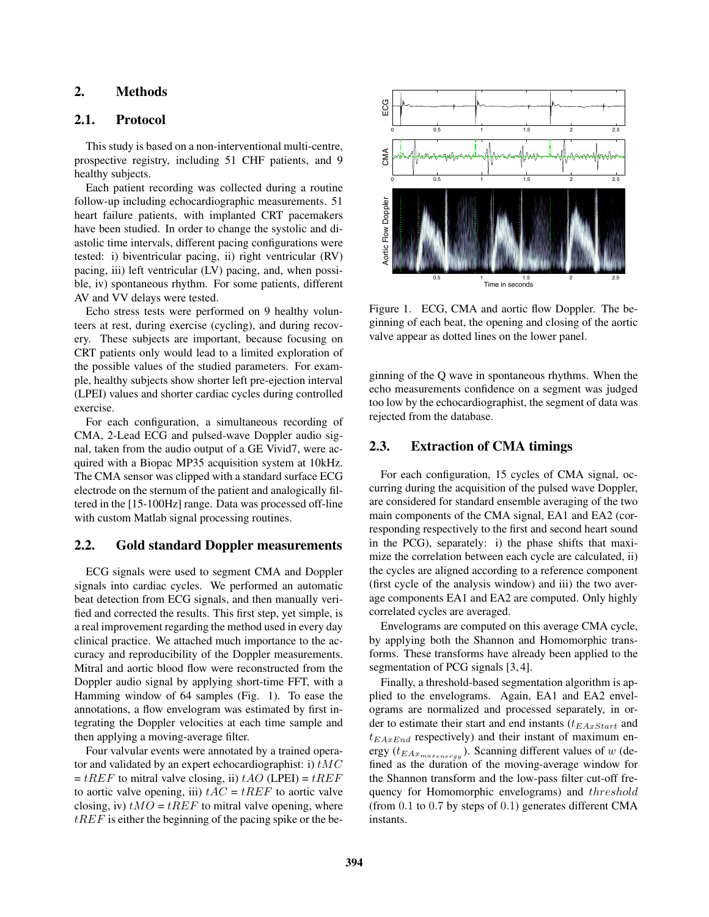## 2. Methods

### 2.1. Protocol

This study is based on a non-interventional multi-centre, prospective registry, including 51 CHF patients, and 9 healthy subjects.

Each patient recording was collected during a routine follow-up including echocardiographic measurements. 51 heart failure patients, with implanted CRT pacemakers have been studied. In order to change the systolic and diastolic time intervals, different pacing configurations were tested: i) biventricular pacing, ii) right ventricular (RV) pacing, iii) left ventricular (LV) pacing, and, when possible, iv) spontaneous rhythm. For some patients, different AV and VV delays were tested.

Echo stress tests were performed on 9 healthy volunteers at rest, during exercise (cycling), and during recovery. These subjects are important, because focusing on CRT patients only would lead to a limited exploration of the possible values of the studied parameters. For example, healthy subjects show shorter left pre-ejection interval (LPEI) values and shorter cardiac cycles during controlled exercise.

For each configuration, a simultaneous recording of CMA, 2-Lead ECG and pulsed-wave Doppler audio signal, taken from the audio output of a GE Vivid7, were acquired with a Biopac MP35 acquisition system at 10kHz. The CMA sensor was clipped with a standard surface ECG electrode on the sternum of the patient and analogically filtered in the [15-100Hz] range. Data was processed off-line with custom Matlab signal processing routines.

### 2.2. Gold standard Doppler measurements

ECG signals were used to segment CMA and Doppler signals into cardiac cycles. We performed an automatic beat detection from ECG signals, and then manually verified and corrected the results. This first step, yet simple, is a real improvement regarding the method used in every day clinical practice. We attached much importance to the accuracy and reproducibility of the Doppler measurements. Mitral and aortic blood flow were reconstructed from the Doppler audio signal by applying short-time FFT, with a Hamming window of 64 samples (Fig. 1). To ease the annotations, a flow envelogram was estimated by first integrating the Doppler velocities at each time sample and then applying a moving-average filter.

Four valvular events were annotated by a trained operator and validated by an expert echocardiographist: i) $tMC$ = $tREF$ to mitral valve closing, ii) $tAO$ (LPEI) = $tREF$ to aortic valve opening, iii) $tAC$ = $tREF$ to aortic valve closing, iv) $tMO$ = $tREF$ to mitral valve opening, where $tREF$ is either the beginning of the pacing spike or the beginning of the Q wave in spontaneous rhythms. When the echo measurements confidence on a segment was judged too low by the echocardiographist, the segment of data was rejected from the database.

Figure 1. ECG, CMA and aortic flow Doppler. The beginning of each beat, the opening and closing of the aortic valve appear as dotted lines on the lower panel.

### 2.3. Extraction of CMA timings

For each configuration, 15 cycles of CMA signal, occurring during the acquisition of the pulsed wave Doppler, are considered for standard ensemble averaging of the two main components of the CMA signal, EA1 and EA2 (corresponding respectively to the first and second heart sound in the PCG), separately: i) the phase shifts that maximize the correlation between each cycle are calculated, ii) the cycles are aligned according to a reference component (first cycle of the analysis window) and iii) the two average components EA1 and EA2 are computed. Only highly correlated cycles are averaged.

Envelograms are computed on this average CMA cycle, by applying both the Shannon and Homomorphic transforms. These transforms have already been applied to the segmentation of PCG signals [3, 4].

Finally, a threshold-based segmentation algorithm is applied to the envelograms. Again, EA1 and EA2 envelograms are normalized and processed separately, in order to estimate their start and end instants ($t_{EAxStart}$ and $t_{EAxEnd}$ respectively) and their instant of maximum energy ($t_{EAx_{maxenergy}}$). Scanning different values of $w$ (defined as the duration of the moving-average window for the Shannon transform and the low-pass filter cut-off frequency for Homomorphic envelograms) and $threshold$ (from $0.1$ to $0.7$ by steps of $0.1$) generates different CMA instants.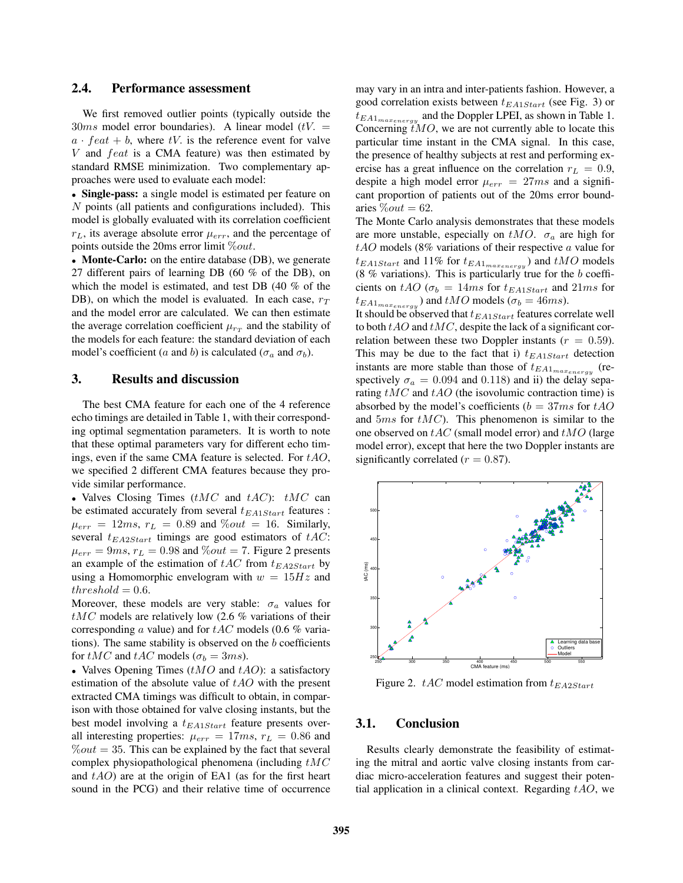## 2.4. Performance assessment

We first removed outlier points (typically outside the $30ms$ model error boundaries). A linear model ($tV. = a \cdot feat + b$, where $tV.$ is the reference event for valve $V$ and $feat$ is a CMA feature) was then estimated by standard RMSE minimization. Two complementary approaches were used to evaluate each model:

- **Single-pass:** a single model is estimated per feature on $N$ points (all patients and configurations included). This model is globally evaluated with its correlation coefficient $r_L$, its average absolute error $\mu_{err}$, and the percentage of points outside the 20ms error limit $\%out$.
- **Monte-Carlo:** on the entire database (DB), we generate 27 different pairs of learning DB (60 % of the DB), on which the model is estimated, and test DB (40 % of the DB), on which the model is evaluated. In each case, $r_T$ and the model error are calculated. We can then estimate the average correlation coefficient $\mu_{r_T}$ and the stability of the models for each feature: the standard deviation of each model's coefficient ($a$ and $b$) is calculated ($\sigma_a$ and $\sigma_b$).

## 3. Results and discussion

The best CMA feature for each one of the 4 reference echo timings are detailed in Table 1, with their corresponding optimal segmentation parameters. It is worth to note that these optimal parameters vary for different echo timings, even if the same CMA feature is selected. For $tAO$, we specified 2 different CMA features because they provide similar performance.

- Valves Closing Times ($tMC$ and $tAC$): $tMC$ can be estimated accurately from several $t_{EA1Start}$ features : $\mu_{err} = 12ms$, $r_L = 0.89$ and $\%out = 16$. Similarly, several $t_{EA2Start}$ timings are good estimators of $tAC$: $\mu_{err} = 9ms$, $r_L = 0.98$ and $\%out = 7$. Figure 2 presents an example of the estimation of $tAC$ from $t_{EA2Start}$ by using a Homomorphic envelogram with $w = 15Hz$ and $threshold = 0.6$.

Moreover, these models are very stable: $\sigma_a$ values for $tMC$ models are relatively low (2.6 % variations of their corresponding $a$ value) and for $tAC$ models (0.6 % variations). The same stability is observed on the $b$ coefficients for $tMC$ and $tAC$ models ($\sigma_b = 3ms$).

- Valves Opening Times ($tMO$ and $tAO$): a satisfactory estimation of the absolute value of $tAO$ with the present extracted CMA timings was difficult to obtain, in comparison with those obtained for valve closing instants, but the best model involving a $t_{EA1Start}$ feature presents overall interesting properties: $\mu_{err} = 17ms$, $r_L = 0.86$ and $\%out = 35$. This can be explained by the fact that several complex physiopathological phenomena (including $tMC$ and $tAO$) are at the origin of EA1 (as for the first heart sound in the PCG) and their relative time of occurrence may vary in an intra and inter-patients fashion. However, a good correlation exists between $t_{EA1Start}$ (see Fig. 3) or $t_{EA1_{max_{energy}}}$ and the Doppler LPEI, as shown in Table 1. Concerning $tMO$, we are not currently able to locate this particular time instant in the CMA signal. In this case, the presence of healthy subjects at rest and performing exercise has a great influence on the correlation $r_L = 0.9$, despite a high model error $\mu_{err} = 27ms$ and a significant proportion of patients out of the 20ms error boundaries $\%out = 62$.

The Monte Carlo analysis demonstrates that these models are more unstable, especially on $tMO$. $\sigma_a$ are high for $tAO$ models (8% variations of their respective $a$ value for $t_{EA1Start}$ and 11% for $t_{EA1_{max_{energy}}}$) and $tMO$ models (8 % variations). This is particularly true for the $b$ coefficients on $tAO$ ($\sigma_b = 14ms$ for $t_{EA1Start}$ and $21ms$ for $t_{EA1_{max_{energy}}}$) and $tMO$ models ($\sigma_b = 46ms$).

It should be observed that $t_{EA1Start}$ features correlate well to both $tAO$ and $tMC$, despite the lack of a significant correlation between these two Doppler instants ($r = 0.59$). This may be due to the fact that i) $t_{EA1Start}$ detection instants are more stable than those of $t_{EA1_{max_{energy}}}$ (respectively $\sigma_a = 0.094$ and $0.118$) and ii) the delay separating $tMC$ and $tAO$ (the isovolumic contraction time) is absorbed by the model's coefficients ($b = 37ms$ for $tAO$ and $5ms$ for $tMC$). This phenomenon is similar to the one observed on $tAC$ (small model error) and $tMO$ (large model error), except that here the two Doppler instants are significantly correlated ($r = 0.87$).

Figure 2. $tAC$ model estimation from $t_{EA2Start}$

### 3.1. Conclusion

Results clearly demonstrate the feasibility of estimating the mitral and aortic valve closing instants from cardiac micro-acceleration features and suggest their potential application in a clinical context. Regarding $tAO$, we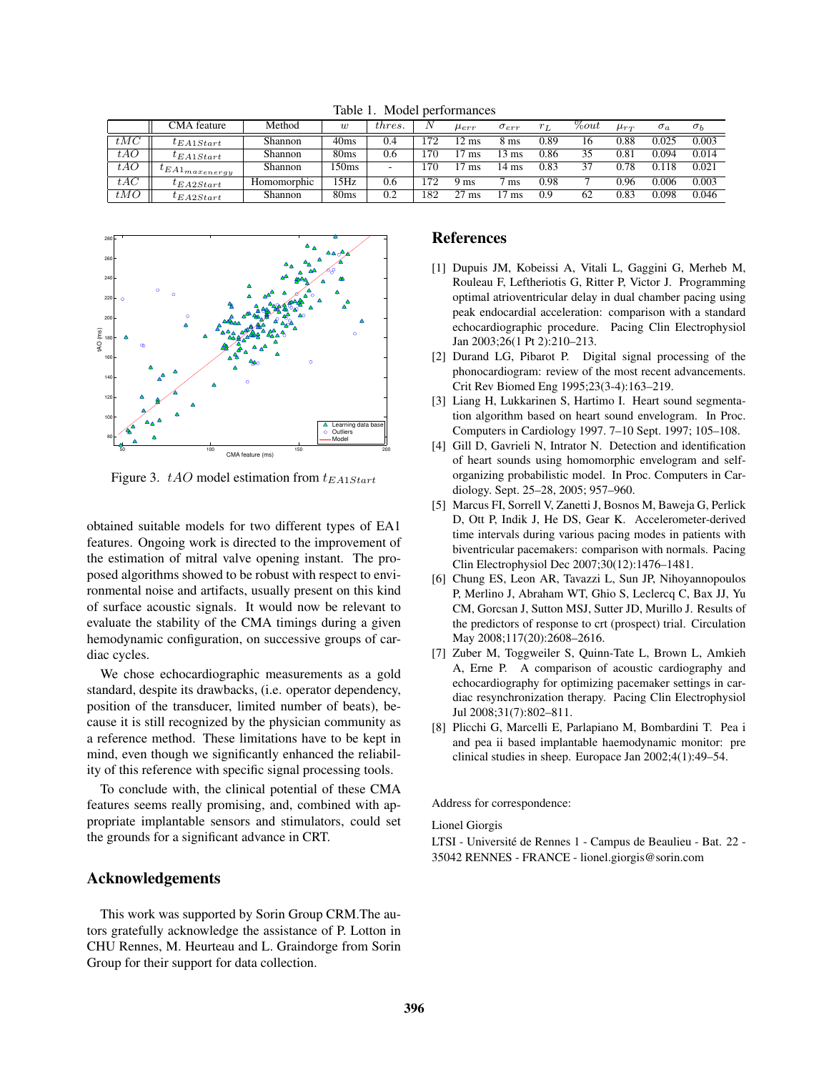Table 1. Model performances

| | CMA feature | Method | $w$ | $thres.$ | $N$ | $\mu_{err}$ | $\sigma_{err}$ | $r_L$ | $\%out$ | $\mu_{rT}$ | $\sigma_a$ | $\sigma_b$ |
|---|---|---|---|---|---|---|---|---|---|---|---|---|
| $tMC$ | $t_{EA1Start}$ | Shannon | 40ms | 0.4 | 172 | 12 ms | 8 ms | 0.89 | 16 | 0.88 | 0.025 | 0.003 |
| $tAO$ | $t_{EA1Start}$ | Shannon | 80ms | 0.6 | 170 | 17 ms | 13 ms | 0.86 | 35 | 0.81 | 0.094 | 0.014 |
| $tAO$ | $t_{EA1_{maxenergy}}$ | Shannon | 150ms | - | 170 | 17 ms | 14 ms | 0.83 | 37 | 0.78 | 0.118 | 0.021 |
| $tAC$ | $t_{EA2Start}$ | Homomorphic | 15Hz | 0.6 | 172 | 9 ms | 7 ms | 0.98 | 7 | 0.96 | 0.006 | 0.003 |
| $tMO$ | $t_{EA2Start}$ | Shannon | 80ms | 0.2 | 182 | 27 ms | 17 ms | 0.9 | 62 | 0.83 | 0.098 | 0.046 |

tAO (ms)
CMA feature (ms)
Learning data base
Outliers
Model

Figure 3. $tAO$ model estimation from $t_{EA1Start}$

obtained suitable models for two different types of EA1 features. Ongoing work is directed to the improvement of the estimation of mitral valve opening instant. The proposed algorithms showed to be robust with respect to environmental noise and artifacts, usually present on this kind of surface acoustic signals. It would now be relevant to evaluate the stability of the CMA timings during a given hemodynamic configuration, on successive groups of cardiac cycles.

We chose echocardiographic measurements as a gold standard, despite its drawbacks, (i.e. operator dependency, position of the transducer, limited number of beats), because it is still recognized by the physician community as a reference method. These limitations have to be kept in mind, even though we significantly enhanced the reliability of this reference with specific signal processing tools.

To conclude with, the clinical potential of these CMA features seems really promising, and, combined with appropriate implantable sensors and stimulators, could set the grounds for a significant advance in CRT.

## Acknowledgements

This work was supported by Sorin Group CRM.The autors gratefully acknowledge the assistance of P. Lotton in CHU Rennes, M. Heurteau and L. Graindorge from Sorin Group for their support for data collection.

## References

[1] Dupuis JM, Kobeissi A, Vitali L, Gaggini G, Merheb M, Rouleau F, Leftheriotis G, Ritter P, Victor J. Programming optimal atrioventricular delay in dual chamber pacing using peak endocardial acceleration: comparison with a standard echocardiographic procedure. Pacing Clin Electrophysiol Jan 2003;26(1 Pt 2):210–213.

[2] Durand LG, Pibarot P. Digital signal processing of the phonocardiogram: review of the most recent advancements. Crit Rev Biomed Eng 1995;23(3-4):163–219.

[3] Liang H, Lukkarinen S, Hartimo I. Heart sound segmentation algorithm based on heart sound envelogram. In Proc. Computers in Cardiology 1997. 7–10 Sept. 1997; 105–108.

[4] Gill D, Gavrieli N, Intrator N. Detection and identification of heart sounds using homomorphic envelogram and self-organizing probabilistic model. In Proc. Computers in Cardiology. Sept. 25–28, 2005; 957–960.

[5] Marcus FI, Sorrell V, Zanetti J, Bosnos M, Baweja G, Perlick D, Ott P, Indik J, He DS, Gear K. Accelerometer-derived time intervals during various pacing modes in patients with biventricular pacemakers: comparison with normals. Pacing Clin Electrophysiol Dec 2007;30(12):1476–1481.

[6] Chung ES, Leon AR, Tavazzi L, Sun JP, Nihoyannopoulos P, Merlino J, Abraham WT, Ghio S, Leclercq C, Bax JJ, Yu CM, Gorcsan J, Sutton MSJ, Sutter JD, Murillo J. Results of the predictors of response to crt (prospect) trial. Circulation May 2008;117(20):2608–2616.

[7] Zuber M, Toggweiler S, Quinn-Tate L, Brown L, Amkieh A, Erne P. A comparison of acoustic cardiography and echocardiography for optimizing pacemaker settings in cardiac resynchronization therapy. Pacing Clin Electrophysiol Jul 2008;31(7):802–811.

[8] Plicchi G, Marcelli E, Parlapiano M, Bombardini T. Pea i and pea ii based implantable haemodynamic monitor: pre clinical studies in sheep. Europace Jan 2002;4(1):49–54.

Address for correspondence:

Lionel Giorgis

LTSI - Université de Rennes 1 - Campus de Beaulieu - Bat. 22 - 35042 RENNES - FRANCE - lionel.giorgis@sorin.com